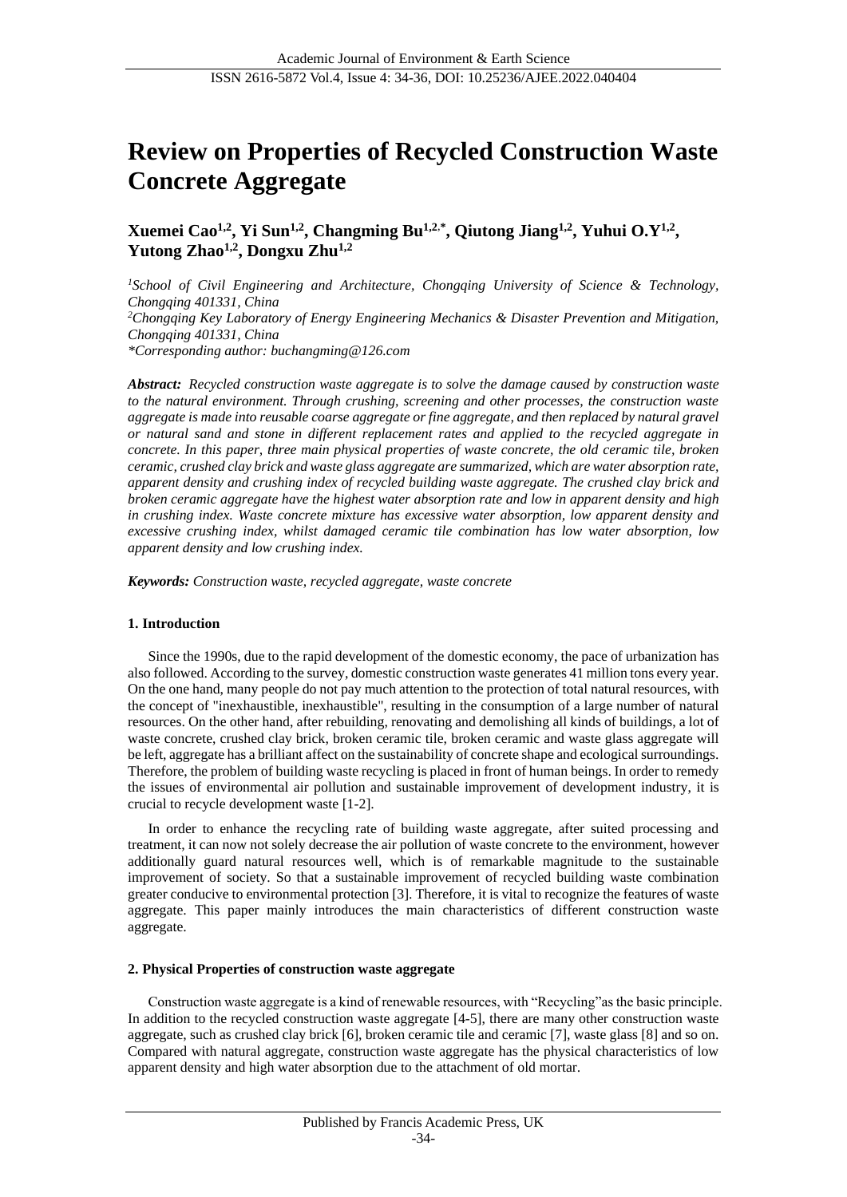# Review on Properties of Recycled Construction Waste Concrete Aggregate

**Xuemei Cao[1,2], Yi Sun[1,2], Changming Bu[1,2,*], Qiutong Jiang[1,2], Yuhui O.Y[1,2], Yutong Zhao[1,2], Dongxu Zhu[1,2]**

*[1]School of Civil Engineering and Architecture, Chongqing University of Science & Technology, Chongqing 401331, China*

*[2]Chongqing Key Laboratory of Energy Engineering Mechanics & Disaster Prevention and Mitigation, Chongqing 401331, China*

*\*Corresponding author: buchangming@126.com*

***Abstract:*** *Recycled construction waste aggregate is to solve the damage caused by construction waste to the natural environment. Through crushing, screening and other processes, the construction waste aggregate is made into reusable coarse aggregate or fine aggregate, and then replaced by natural gravel or natural sand and stone in different replacement rates and applied to the recycled aggregate in concrete. In this paper, three main physical properties of waste concrete, the old ceramic tile, broken ceramic, crushed clay brick and waste glass aggregate are summarized, which are water absorption rate, apparent density and crushing index of recycled building waste aggregate. The crushed clay brick and broken ceramic aggregate have the highest water absorption rate and low in apparent density and high in crushing index. Waste concrete mixture has excessive water absorption, low apparent density and excessive crushing index, whilst damaged ceramic tile combination has low water absorption, low apparent density and low crushing index.*

***Keywords:*** *Construction waste, recycled aggregate, waste concrete*

## 1. Introduction

Since the 1990s, due to the rapid development of the domestic economy, the pace of urbanization has also followed. According to the survey, domestic construction waste generates 41 million tons every year. On the one hand, many people do not pay much attention to the protection of total natural resources, with the concept of "inexhaustible, inexhaustible", resulting in the consumption of a large number of natural resources. On the other hand, after rebuilding, renovating and demolishing all kinds of buildings, a lot of waste concrete, crushed clay brick, broken ceramic tile, broken ceramic and waste glass aggregate will be left, aggregate has a brilliant affect on the sustainability of concrete shape and ecological surroundings. Therefore, the problem of building waste recycling is placed in front of human beings. In order to remedy the issues of environmental air pollution and sustainable improvement of development industry, it is crucial to recycle development waste [1-2].

In order to enhance the recycling rate of building waste aggregate, after suited processing and treatment, it can now not solely decrease the air pollution of waste concrete to the environment, however additionally guard natural resources well, which is of remarkable magnitude to the sustainable improvement of society. So that a sustainable improvement of recycled building waste combination greater conducive to environmental protection [3]. Therefore, it is vital to recognize the features of waste aggregate. This paper mainly introduces the main characteristics of different construction waste aggregate.

## 2. Physical Properties of construction waste aggregate

Construction waste aggregate is a kind of renewable resources, with "Recycling"as the basic principle. In addition to the recycled construction waste aggregate [4-5], there are many other construction waste aggregate, such as crushed clay brick [6], broken ceramic tile and ceramic [7], waste glass [8] and so on. Compared with natural aggregate, construction waste aggregate has the physical characteristics of low apparent density and high water absorption due to the attachment of old mortar.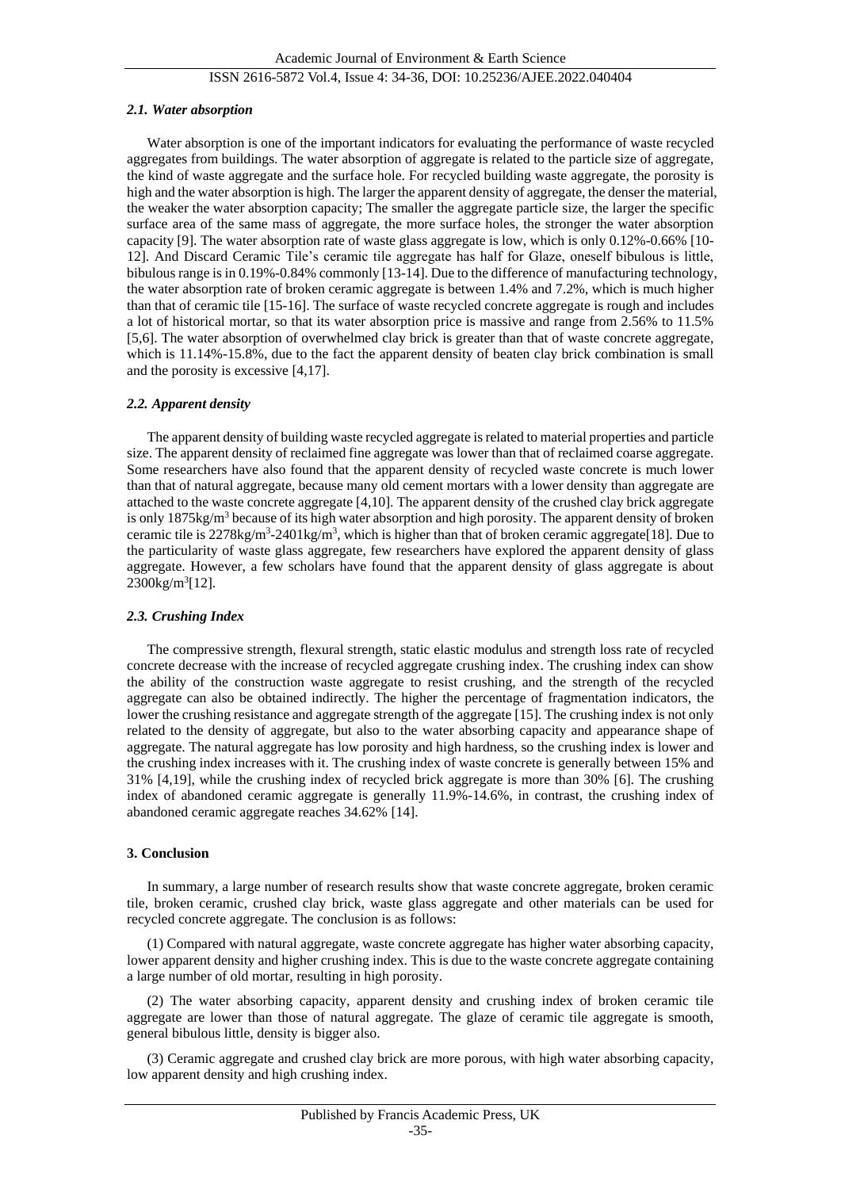### *2.1. Water absorption*

Water absorption is one of the important indicators for evaluating the performance of waste recycled aggregates from buildings. The water absorption of aggregate is related to the particle size of aggregate, the kind of waste aggregate and the surface hole. For recycled building waste aggregate, the porosity is high and the water absorption is high. The larger the apparent density of aggregate, the denser the material, the weaker the water absorption capacity; The smaller the aggregate particle size, the larger the specific surface area of the same mass of aggregate, the more surface holes, the stronger the water absorption capacity [9]. The water absorption rate of waste glass aggregate is low, which is only 0.12%-0.66% [10-12]. And Discard Ceramic Tile's ceramic tile aggregate has half for Glaze, oneself bibulous is little, bibulous range is in 0.19%-0.84% commonly [13-14]. Due to the difference of manufacturing technology, the water absorption rate of broken ceramic aggregate is between 1.4% and 7.2%, which is much higher than that of ceramic tile [15-16]. The surface of waste recycled concrete aggregate is rough and includes a lot of historical mortar, so that its water absorption price is massive and range from 2.56% to 11.5% [5,6]. The water absorption of overwhelmed clay brick is greater than that of waste concrete aggregate, which is 11.14%-15.8%, due to the fact the apparent density of beaten clay brick combination is small and the porosity is excessive [4,17].

### *2.2. Apparent density*

The apparent density of building waste recycled aggregate is related to material properties and particle size. The apparent density of reclaimed fine aggregate was lower than that of reclaimed coarse aggregate. Some researchers have also found that the apparent density of recycled waste concrete is much lower than that of natural aggregate, because many old cement mortars with a lower density than aggregate are attached to the waste concrete aggregate [4,10]. The apparent density of the crushed clay brick aggregate is only 1875kg/m$^3$ because of its high water absorption and high porosity. The apparent density of broken ceramic tile is 2278kg/m$^3$-2401kg/m$^3$, which is higher than that of broken ceramic aggregate[18]. Due to the particularity of waste glass aggregate, few researchers have explored the apparent density of glass aggregate. However, a few scholars have found that the apparent density of glass aggregate is about 2300kg/m$^3$[12].

### *2.3. Crushing Index*

The compressive strength, flexural strength, static elastic modulus and strength loss rate of recycled concrete decrease with the increase of recycled aggregate crushing index. The crushing index can show the ability of the construction waste aggregate to resist crushing, and the strength of the recycled aggregate can also be obtained indirectly. The higher the percentage of fragmentation indicators, the lower the crushing resistance and aggregate strength of the aggregate [15]. The crushing index is not only related to the density of aggregate, but also to the water absorbing capacity and appearance shape of aggregate. The natural aggregate has low porosity and high hardness, so the crushing index is lower and the crushing index increases with it. The crushing index of waste concrete is generally between 15% and 31% [4,19], while the crushing index of recycled brick aggregate is more than 30% [6]. The crushing index of abandoned ceramic aggregate is generally 11.9%-14.6%, in contrast, the crushing index of abandoned ceramic aggregate reaches 34.62% [14].

## 3. Conclusion

In summary, a large number of research results show that waste concrete aggregate, broken ceramic tile, broken ceramic, crushed clay brick, waste glass aggregate and other materials can be used for recycled concrete aggregate. The conclusion is as follows:

(1) Compared with natural aggregate, waste concrete aggregate has higher water absorbing capacity, lower apparent density and higher crushing index. This is due to the waste concrete aggregate containing a large number of old mortar, resulting in high porosity.

(2) The water absorbing capacity, apparent density and crushing index of broken ceramic tile aggregate are lower than those of natural aggregate. The glaze of ceramic tile aggregate is smooth, general bibulous little, density is bigger also.

(3) Ceramic aggregate and crushed clay brick are more porous, with high water absorbing capacity, low apparent density and high crushing index.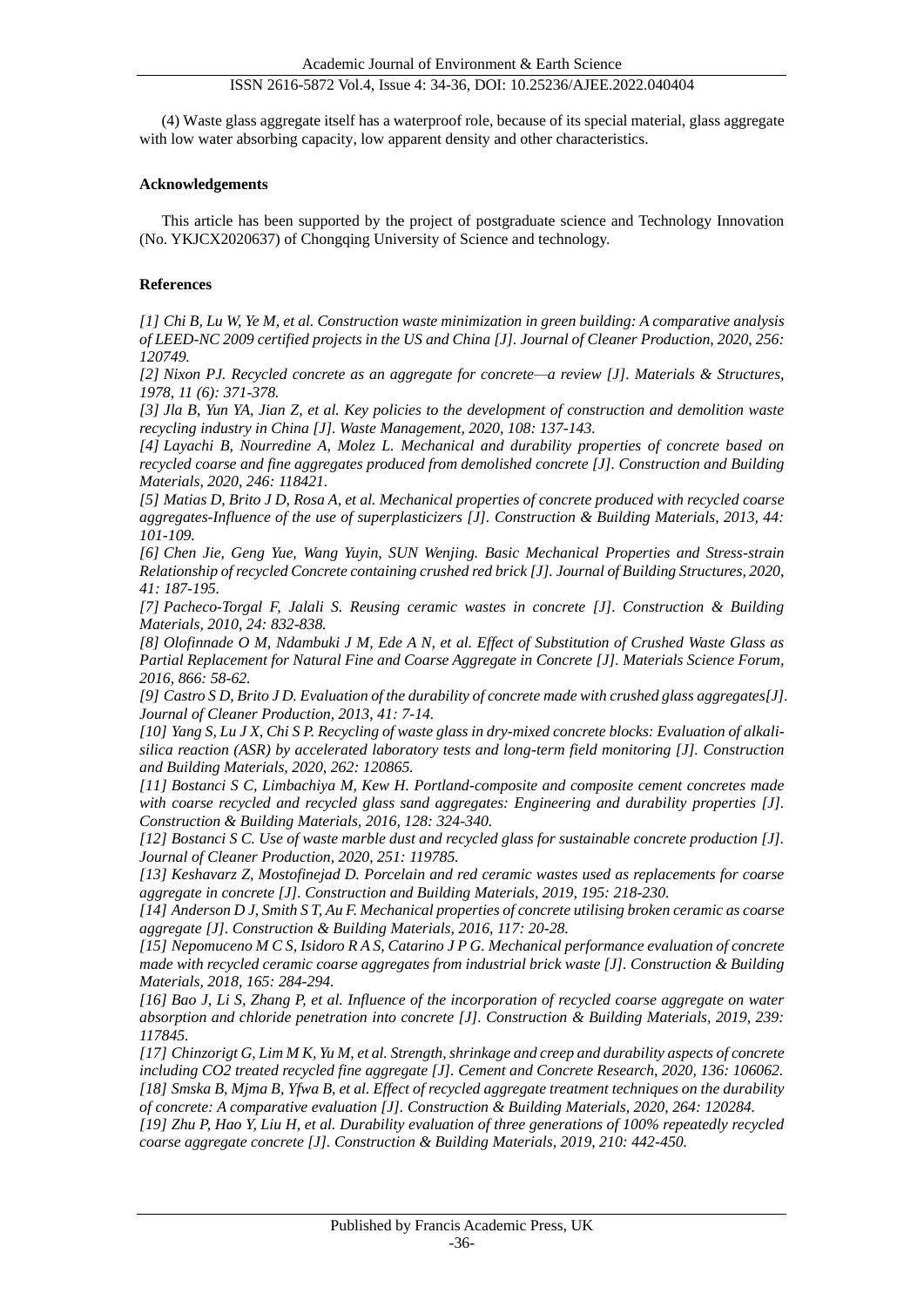(4) Waste glass aggregate itself has a waterproof role, because of its special material, glass aggregate with low water absorbing capacity, low apparent density and other characteristics.

## Acknowledgements

This article has been supported by the project of postgraduate science and Technology Innovation (No. YKJCX2020637) of Chongqing University of Science and technology.

## References

*[1] Chi B, Lu W, Ye M, et al. Construction waste minimization in green building: A comparative analysis of LEED-NC 2009 certified projects in the US and China [J]. Journal of Cleaner Production, 2020, 256: 120749.*

*[2] Nixon PJ. Recycled concrete as an aggregate for concrete—a review [J]. Materials & Structures, 1978, 11 (6): 371-378.*

*[3] Jla B, Yun YA, Jian Z, et al. Key policies to the development of construction and demolition waste recycling industry in China [J]. Waste Management, 2020, 108: 137-143.*

*[4] Layachi B, Nourredine A, Molez L. Mechanical and durability properties of concrete based on recycled coarse and fine aggregates produced from demolished concrete [J]. Construction and Building Materials, 2020, 246: 118421.*

*[5] Matias D, Brito J D, Rosa A, et al. Mechanical properties of concrete produced with recycled coarse aggregates-Influence of the use of superplasticizers [J]. Construction & Building Materials, 2013, 44: 101-109.*

*[6] Chen Jie, Geng Yue, Wang Yuyin, SUN Wenjing. Basic Mechanical Properties and Stress-strain Relationship of recycled Concrete containing crushed red brick [J]. Journal of Building Structures, 2020, 41: 187-195.*

*[7] Pacheco-Torgal F, Jalali S. Reusing ceramic wastes in concrete [J]. Construction & Building Materials, 2010, 24: 832-838.*

*[8] Olofinnade O M, Ndambuki J M, Ede A N, et al. Effect of Substitution of Crushed Waste Glass as Partial Replacement for Natural Fine and Coarse Aggregate in Concrete [J]. Materials Science Forum, 2016, 866: 58-62.*

*[9] Castro S D, Brito J D. Evaluation of the durability of concrete made with crushed glass aggregates[J]. Journal of Cleaner Production, 2013, 41: 7-14.*

*[10] Yang S, Lu J X, Chi S P. Recycling of waste glass in dry-mixed concrete blocks: Evaluation of alkali-silica reaction (ASR) by accelerated laboratory tests and long-term field monitoring [J]. Construction and Building Materials, 2020, 262: 120865.*

*[11] Bostanci S C, Limbachiya M, Kew H. Portland-composite and composite cement concretes made with coarse recycled and recycled glass sand aggregates: Engineering and durability properties [J]. Construction & Building Materials, 2016, 128: 324-340.*

*[12] Bostanci S C. Use of waste marble dust and recycled glass for sustainable concrete production [J]. Journal of Cleaner Production, 2020, 251: 119785.*

*[13] Keshavarz Z, Mostofinejad D. Porcelain and red ceramic wastes used as replacements for coarse aggregate in concrete [J]. Construction and Building Materials, 2019, 195: 218-230.*

*[14] Anderson D J, Smith S T, Au F. Mechanical properties of concrete utilising broken ceramic as coarse aggregate [J]. Construction & Building Materials, 2016, 117: 20-28.*

*[15] Nepomuceno M C S, Isidoro R A S, Catarino J P G. Mechanical performance evaluation of concrete made with recycled ceramic coarse aggregates from industrial brick waste [J]. Construction & Building Materials, 2018, 165: 284-294.*

*[16] Bao J, Li S, Zhang P, et al. Influence of the incorporation of recycled coarse aggregate on water absorption and chloride penetration into concrete [J]. Construction & Building Materials, 2019, 239: 117845.*

*[17] Chinzorigt G, Lim M K, Yu M, et al. Strength, shrinkage and creep and durability aspects of concrete including CO2 treated recycled fine aggregate [J]. Cement and Concrete Research, 2020, 136: 106062.*

*[18] Smska B, Mjma B, Yfwa B, et al. Effect of recycled aggregate treatment techniques on the durability of concrete: A comparative evaluation [J]. Construction & Building Materials, 2020, 264: 120284.*

*[19] Zhu P, Hao Y, Liu H, et al. Durability evaluation of three generations of 100% repeatedly recycled coarse aggregate concrete [J]. Construction & Building Materials, 2019, 210: 442-450.*